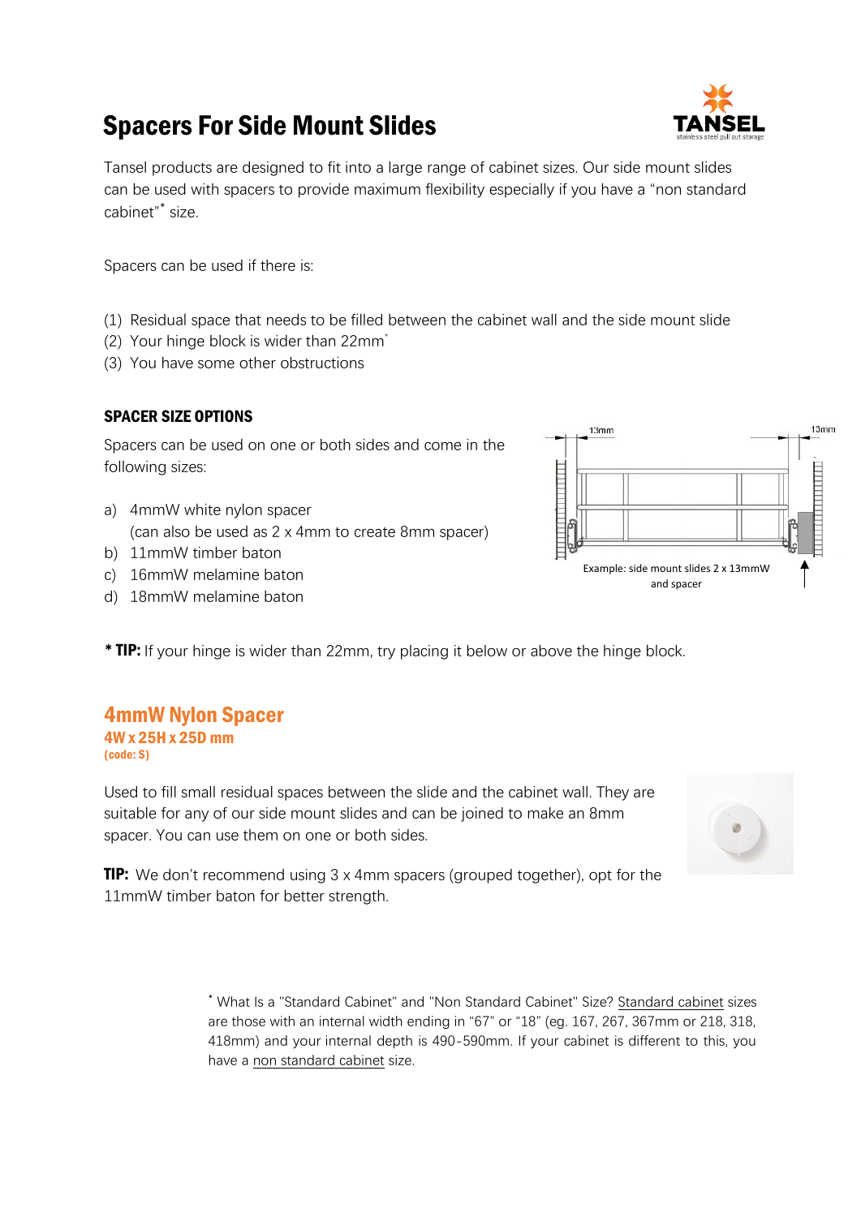# Spacers For Side Mount Slides

Tansel products are designed to fit into a large range of cabinet sizes. Our side mount slides can be used with spacers to provide maximum flexibility especially if you have a "non standard cabinet"* size.

Spacers can be used if there is:

(1) Residual space that needs to be filled between the cabinet wall and the side mount slide
(2) Your hinge block is wider than 22mm*
(3) You have some other obstructions

### SPACER SIZE OPTIONS

Spacers can be used on one or both sides and come in the following sizes:

a) 4mmW white nylon spacer
   (can also be used as 2 x 4mm to create 8mm spacer)
b) 11mmW timber baton
c) 16mmW melamine baton
d) 18mmW melamine baton

Example: side mount slides 2 x 13mmW and spacer

**\* TIP:** If your hinge is wider than 22mm, try placing it below or above the hinge block.

## 4mmW Nylon Spacer

**4W x 25H x 25D mm**
**(code: S)**

Used to fill small residual spaces between the slide and the cabinet wall. They are suitable for any of our side mount slides and can be joined to make an 8mm spacer. You can use them on one or both sides.

**TIP:** We don't recommend using 3 x 4mm spacers (grouped together), opt for the 11mmW timber baton for better strength.

\* What Is a "Standard Cabinet" and "Non Standard Cabinet" Size? Standard cabinet sizes are those with an internal width ending in "67" or "18" (eg. 167, 267, 367mm or 218, 318, 418mm) and your internal depth is 490-590mm. If your cabinet is different to this, you have a non standard cabinet size.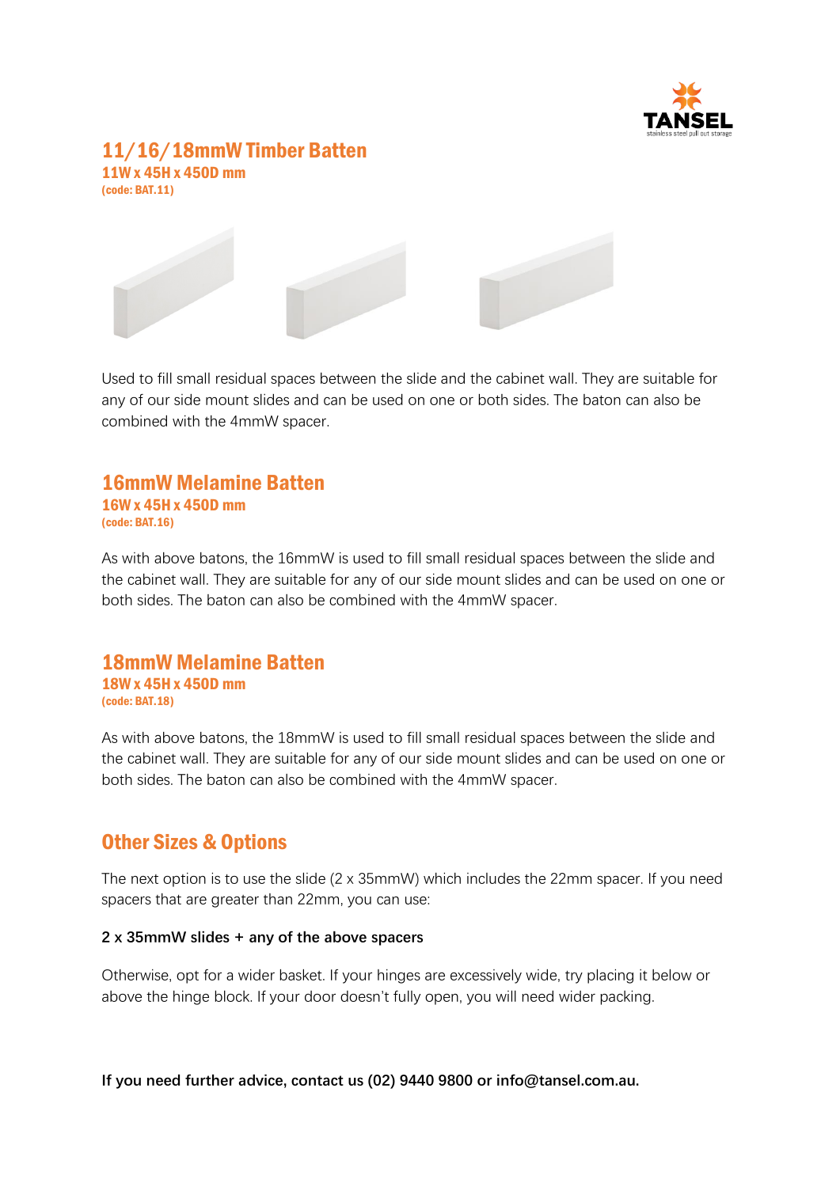## 11/16/18mmW Timber Batten

**11W x 45H x 450D mm**

**(code: BAT.11)**

Used to fill small residual spaces between the slide and the cabinet wall. They are suitable for any of our side mount slides and can be used on one or both sides. The baton can also be combined with the 4mmW spacer.

## 16mmW Melamine Batten

**16W x 45H x 450D mm**

**(code: BAT.16)**

As with above batons, the 16mmW is used to fill small residual spaces between the slide and the cabinet wall. They are suitable for any of our side mount slides and can be used on one or both sides. The baton can also be combined with the 4mmW spacer.

## 18mmW Melamine Batten

**18W x 45H x 450D mm**

**(code: BAT.18)**

As with above batons, the 18mmW is used to fill small residual spaces between the slide and the cabinet wall. They are suitable for any of our side mount slides and can be used on one or both sides. The baton can also be combined with the 4mmW spacer.

## Other Sizes & Options

The next option is to use the slide (2 x 35mmW) which includes the 22mm spacer. If you need spacers that are greater than 22mm, you can use:

**2 x 35mmW slides + any of the above spacers**

Otherwise, opt for a wider basket. If your hinges are excessively wide, try placing it below or above the hinge block. If your door doesn't fully open, you will need wider packing.

**If you need further advice, contact us (02) 9440 9800 or info@tansel.com.au.**